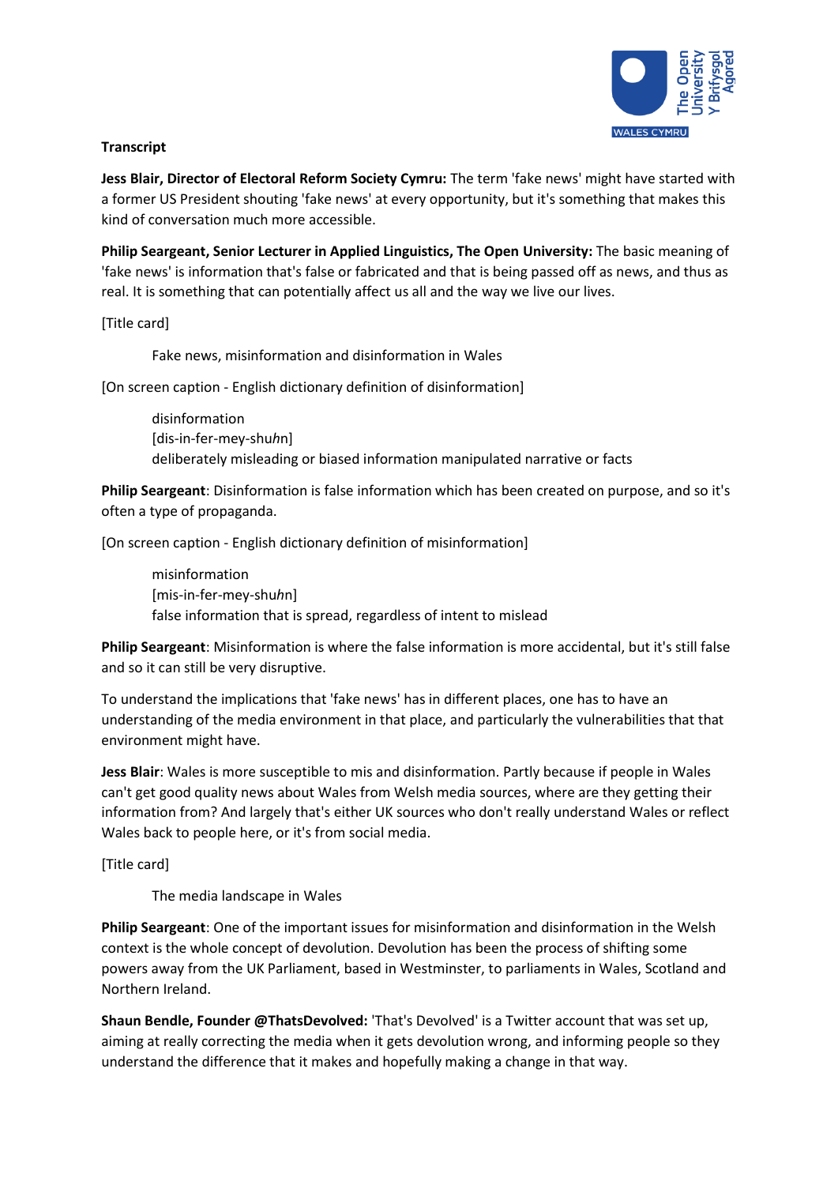**Transcript**

**Jess Blair, Director of Electoral Reform Society Cymru:** The term 'fake news' might have started with a former US President shouting 'fake news' at every opportunity, but it's something that makes this kind of conversation much more accessible.

**Philip Seargeant, Senior Lecturer in Applied Linguistics, The Open University:** The basic meaning of 'fake news' is information that's false or fabricated and that is being passed off as news, and thus as real. It is something that can potentially affect us all and the way we live our lives.

[Title card]

> Fake news, misinformation and disinformation in Wales

[On screen caption - English dictionary definition of disinformation]

> disinformation
> [dis-in-fer-mey-shu*h*n]
> deliberately misleading or biased information manipulated narrative or facts

**Philip Seargeant**: Disinformation is false information which has been created on purpose, and so it's often a type of propaganda.

[On screen caption - English dictionary definition of misinformation]

> misinformation
> [mis-in-fer-mey-shu*h*n]
> false information that is spread, regardless of intent to mislead

**Philip Seargeant**: Misinformation is where the false information is more accidental, but it's still false and so it can still be very disruptive.

To understand the implications that 'fake news' has in different places, one has to have an understanding of the media environment in that place, and particularly the vulnerabilities that that environment might have.

**Jess Blair**: Wales is more susceptible to mis and disinformation. Partly because if people in Wales can't get good quality news about Wales from Welsh media sources, where are they getting their information from? And largely that's either UK sources who don't really understand Wales or reflect Wales back to people here, or it's from social media.

[Title card]

> The media landscape in Wales

**Philip Seargeant**: One of the important issues for misinformation and disinformation in the Welsh context is the whole concept of devolution. Devolution has been the process of shifting some powers away from the UK Parliament, based in Westminster, to parliaments in Wales, Scotland and Northern Ireland.

**Shaun Bendle, Founder @ThatsDevolved:** 'That's Devolved' is a Twitter account that was set up, aiming at really correcting the media when it gets devolution wrong, and informing people so they understand the difference that it makes and hopefully making a change in that way.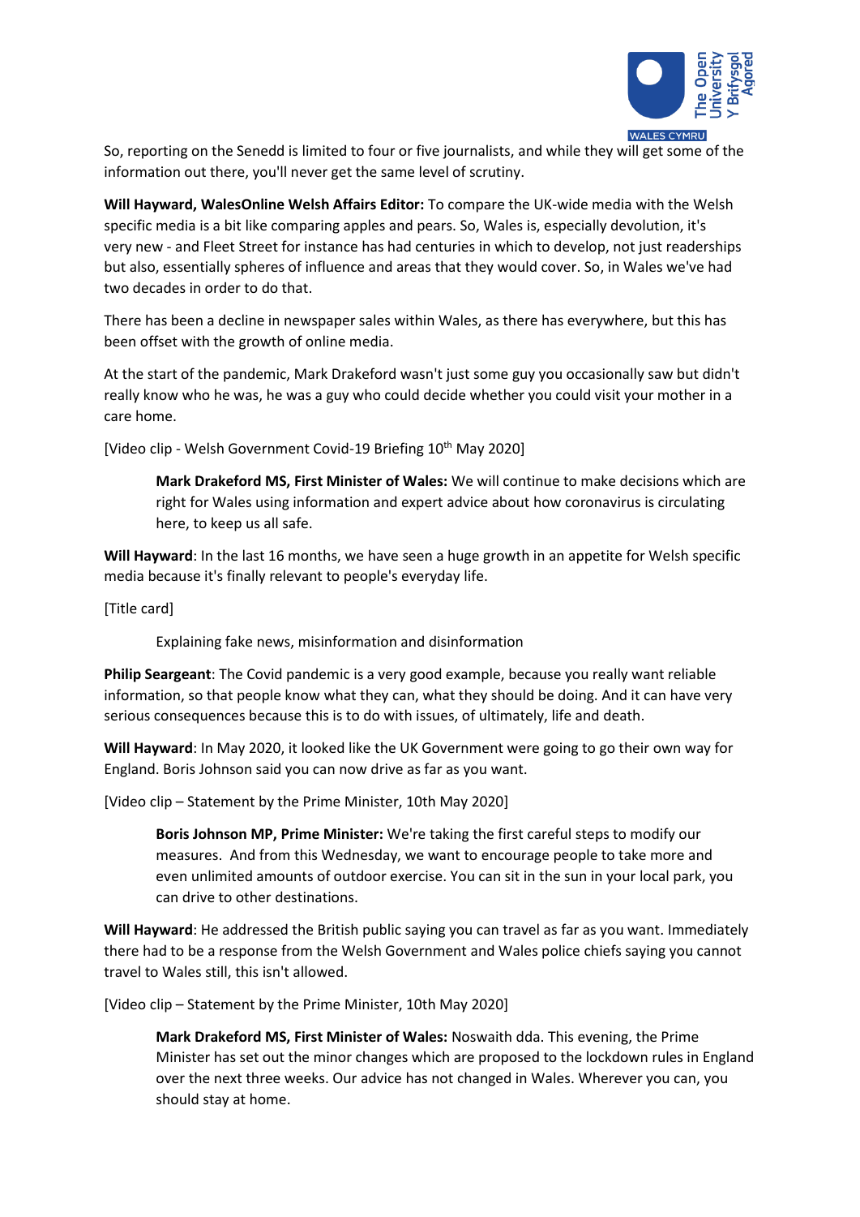So, reporting on the Senedd is limited to four or five journalists, and while they will get some of the information out there, you'll never get the same level of scrutiny.

**Will Hayward, WalesOnline Welsh Affairs Editor:** To compare the UK-wide media with the Welsh specific media is a bit like comparing apples and pears. So, Wales is, especially devolution, it's very new - and Fleet Street for instance has had centuries in which to develop, not just readerships but also, essentially spheres of influence and areas that they would cover. So, in Wales we've had two decades in order to do that.

There has been a decline in newspaper sales within Wales, as there has everywhere, but this has been offset with the growth of online media.

At the start of the pandemic, Mark Drakeford wasn't just some guy you occasionally saw but didn't really know who he was, he was a guy who could decide whether you could visit your mother in a care home.

[Video clip - Welsh Government Covid-19 Briefing 10th May 2020]

> **Mark Drakeford MS, First Minister of Wales:** We will continue to make decisions which are right for Wales using information and expert advice about how coronavirus is circulating here, to keep us all safe.

**Will Hayward**: In the last 16 months, we have seen a huge growth in an appetite for Welsh specific media because it's finally relevant to people's everyday life.

[Title card]

> Explaining fake news, misinformation and disinformation

**Philip Seargeant**: The Covid pandemic is a very good example, because you really want reliable information, so that people know what they can, what they should be doing. And it can have very serious consequences because this is to do with issues, of ultimately, life and death.

**Will Hayward**: In May 2020, it looked like the UK Government were going to go their own way for England. Boris Johnson said you can now drive as far as you want.

[Video clip – Statement by the Prime Minister, 10th May 2020]

> **Boris Johnson MP, Prime Minister:** We're taking the first careful steps to modify our measures. And from this Wednesday, we want to encourage people to take more and even unlimited amounts of outdoor exercise. You can sit in the sun in your local park, you can drive to other destinations.

**Will Hayward**: He addressed the British public saying you can travel as far as you want. Immediately there had to be a response from the Welsh Government and Wales police chiefs saying you cannot travel to Wales still, this isn't allowed.

[Video clip – Statement by the Prime Minister, 10th May 2020]

> **Mark Drakeford MS, First Minister of Wales:** Noswaith dda. This evening, the Prime Minister has set out the minor changes which are proposed to the lockdown rules in England over the next three weeks. Our advice has not changed in Wales. Wherever you can, you should stay at home.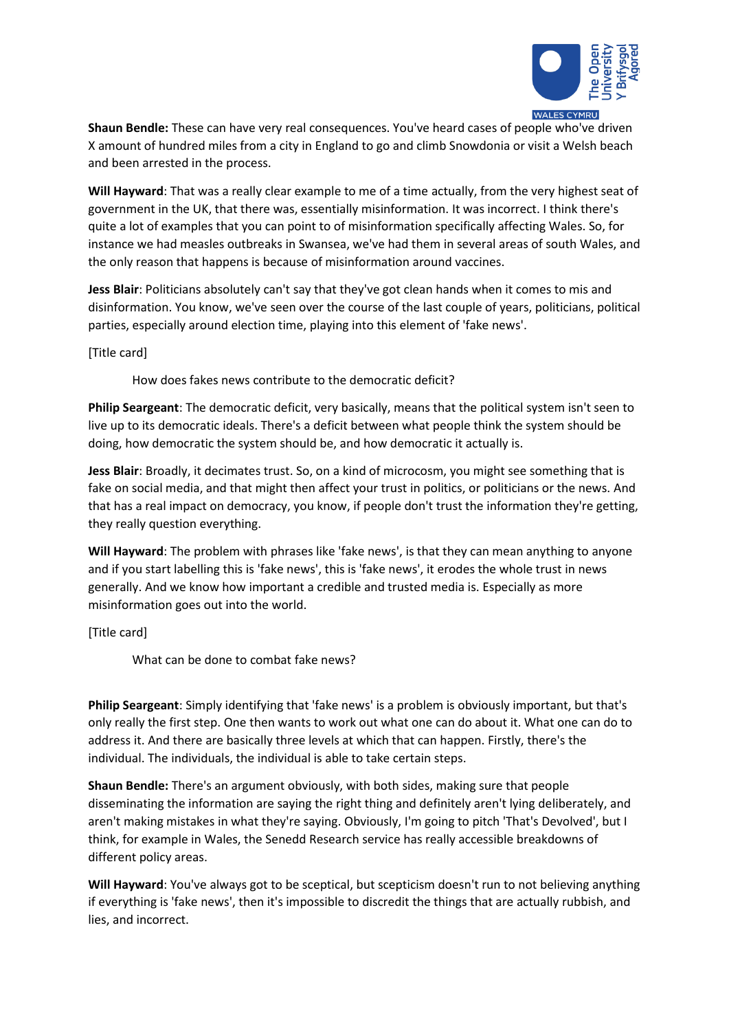**Shaun Bendle:** These can have very real consequences. You've heard cases of people who've driven X amount of hundred miles from a city in England to go and climb Snowdonia or visit a Welsh beach and been arrested in the process.

**Will Hayward**: That was a really clear example to me of a time actually, from the very highest seat of government in the UK, that there was, essentially misinformation. It was incorrect. I think there's quite a lot of examples that you can point to of misinformation specifically affecting Wales. So, for instance we had measles outbreaks in Swansea, we've had them in several areas of south Wales, and the only reason that happens is because of misinformation around vaccines.

**Jess Blair**: Politicians absolutely can't say that they've got clean hands when it comes to mis and disinformation. You know, we've seen over the course of the last couple of years, politicians, political parties, especially around election time, playing into this element of 'fake news'.

[Title card]

> How does fakes news contribute to the democratic deficit?

**Philip Seargeant**: The democratic deficit, very basically, means that the political system isn't seen to live up to its democratic ideals. There's a deficit between what people think the system should be doing, how democratic the system should be, and how democratic it actually is.

**Jess Blair**: Broadly, it decimates trust. So, on a kind of microcosm, you might see something that is fake on social media, and that might then affect your trust in politics, or politicians or the news. And that has a real impact on democracy, you know, if people don't trust the information they're getting, they really question everything.

**Will Hayward**: The problem with phrases like 'fake news', is that they can mean anything to anyone and if you start labelling this is 'fake news', this is 'fake news', it erodes the whole trust in news generally. And we know how important a credible and trusted media is. Especially as more misinformation goes out into the world.

[Title card]

> What can be done to combat fake news?

**Philip Seargeant**: Simply identifying that 'fake news' is a problem is obviously important, but that's only really the first step. One then wants to work out what one can do about it. What one can do to address it. And there are basically three levels at which that can happen. Firstly, there's the individual. The individuals, the individual is able to take certain steps.

**Shaun Bendle:** There's an argument obviously, with both sides, making sure that people disseminating the information are saying the right thing and definitely aren't lying deliberately, and aren't making mistakes in what they're saying. Obviously, I'm going to pitch 'That's Devolved', but I think, for example in Wales, the Senedd Research service has really accessible breakdowns of different policy areas.

**Will Hayward**: You've always got to be sceptical, but scepticism doesn't run to not believing anything if everything is 'fake news', then it's impossible to discredit the things that are actually rubbish, and lies, and incorrect.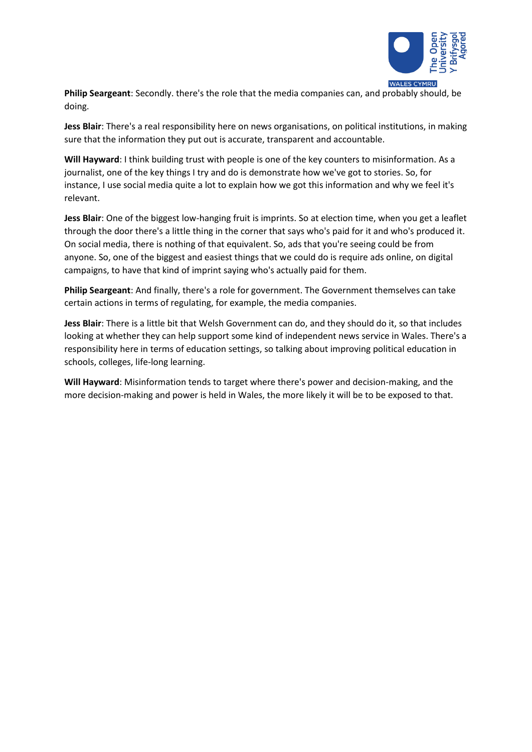**Philip Seargeant**: Secondly. there's the role that the media companies can, and probably should, be doing.

**Jess Blair**: There's a real responsibility here on news organisations, on political institutions, in making sure that the information they put out is accurate, transparent and accountable.

**Will Hayward**: I think building trust with people is one of the key counters to misinformation. As a journalist, one of the key things I try and do is demonstrate how we've got to stories. So, for instance, I use social media quite a lot to explain how we got this information and why we feel it's relevant.

**Jess Blair**: One of the biggest low-hanging fruit is imprints. So at election time, when you get a leaflet through the door there's a little thing in the corner that says who's paid for it and who's produced it. On social media, there is nothing of that equivalent. So, ads that you're seeing could be from anyone. So, one of the biggest and easiest things that we could do is require ads online, on digital campaigns, to have that kind of imprint saying who's actually paid for them.

**Philip Seargeant**: And finally, there's a role for government. The Government themselves can take certain actions in terms of regulating, for example, the media companies.

**Jess Blair**: There is a little bit that Welsh Government can do, and they should do it, so that includes looking at whether they can help support some kind of independent news service in Wales. There's a responsibility here in terms of education settings, so talking about improving political education in schools, colleges, life-long learning.

**Will Hayward**: Misinformation tends to target where there's power and decision-making, and the more decision-making and power is held in Wales, the more likely it will be to be exposed to that.